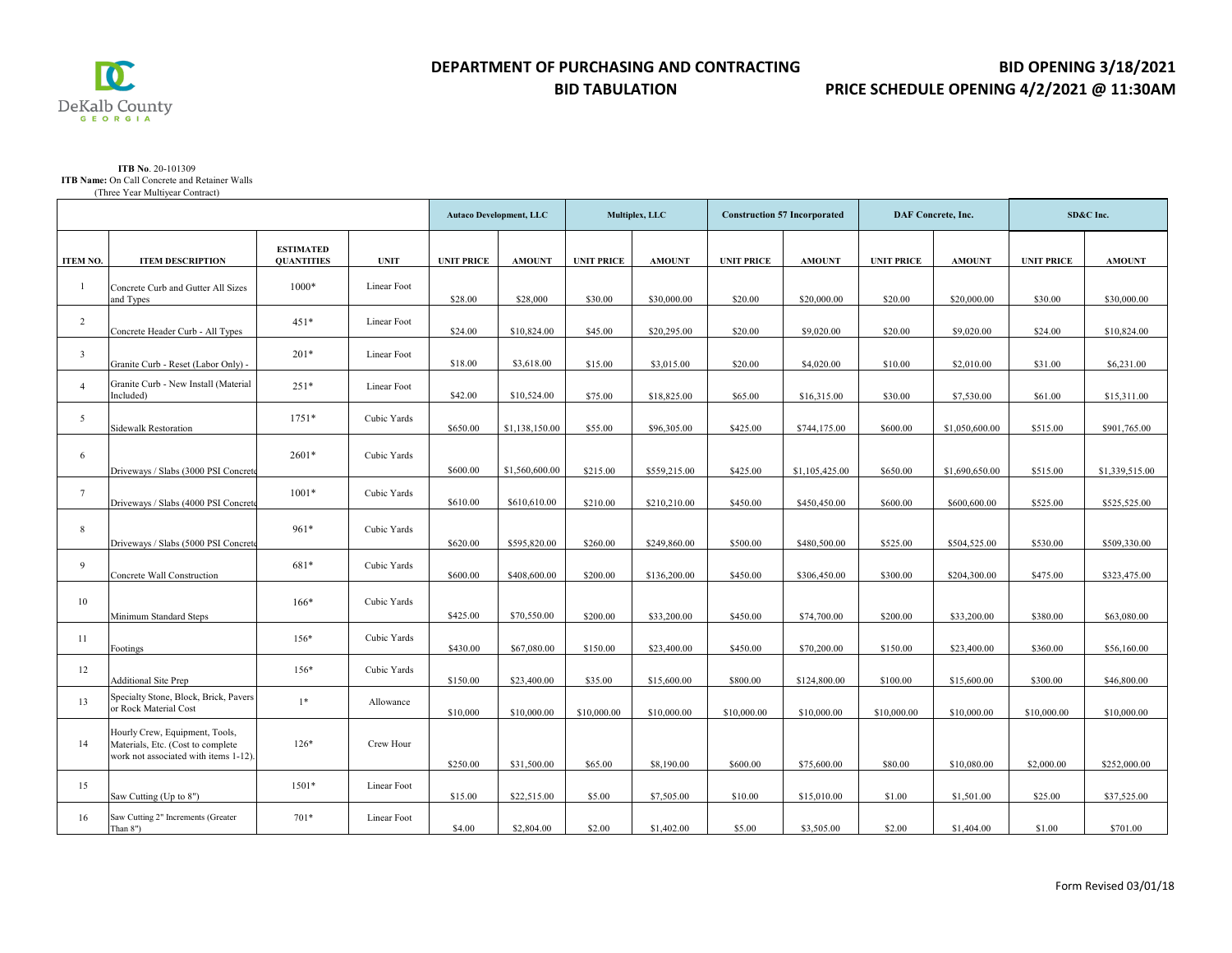# DEPARTMENT OF PURCHASING AND CONTRACTING

## BID TABULATION

## BID OPENING 3/18/2021

## PRICE SCHEDULE OPENING 4/2/2021 @ 11:30AM

**ITB No**. 20-101309

**ITB Name:** On Call Concrete and Retainer Walls (Three Year Multiyear Contract)

| | | | | Autaco Development, LLC | | Multiplex, LLC | | Construction 57 Incorporated | | DAF Concrete, Inc. | | SD&C Inc. | |
|---|---|---|---|---|---|---|---|---|---|---|---|---|---|
| **ITEM NO.** | **ITEM DESCRIPTION** | **ESTIMATED QUANTITIES** | **UNIT** | **UNIT PRICE** | **AMOUNT** | **UNIT PRICE** | **AMOUNT** | **UNIT PRICE** | **AMOUNT** | **UNIT PRICE** | **AMOUNT** | **UNIT PRICE** | **AMOUNT** |
| 1 | Concrete Curb and Gutter All Sizes and Types | 1000* | Linear Foot | $28.00 | $28,000 | $30.00 | $30,000.00 | $20.00 | $20,000.00 | $20.00 | $20,000.00 | $30.00 | $30,000.00 |
| 2 | Concrete Header Curb - All Types | 451* | Linear Foot | $24.00 | $10,824.00 | $45.00 | $20,295.00 | $20.00 | $9,020.00 | $20.00 | $9,020.00 | $24.00 | $10,824.00 |
| 3 | Granite Curb - Reset (Labor Only) - | 201* | Linear Foot | $18.00 | $3,618.00 | $15.00 | $3,015.00 | $20.00 | $4,020.00 | $10.00 | $2,010.00 | $31.00 | $6,231.00 |
| 4 | Granite Curb - New Install (Material Included) | 251* | Linear Foot | $42.00 | $10,524.00 | $75.00 | $18,825.00 | $65.00 | $16,315.00 | $30.00 | $7,530.00 | $61.00 | $15,311.00 |
| 5 | Sidewalk Restoration | 1751* | Cubic Yards | $650.00 | $1,138,150.00 | $55.00 | $96,305.00 | $425.00 | $744,175.00 | $600.00 | $1,050,600.00 | $515.00 | $901,765.00 |
| 6 | Driveways / Slabs (3000 PSI Concrete | 2601* | Cubic Yards | $600.00 | $1,560,600.00 | $215.00 | $559,215.00 | $425.00 | $1,105,425.00 | $650.00 | $1,690,650.00 | $515.00 | $1,339,515.00 |
| 7 | Driveways / Slabs (4000 PSI Concrete | 1001* | Cubic Yards | $610.00 | $610,610.00 | $210.00 | $210,210.00 | $450.00 | $450,450.00 | $600.00 | $600,600.00 | $525.00 | $525,525.00 |
| 8 | Driveways / Slabs (5000 PSI Concrete | 961* | Cubic Yards | $620.00 | $595,820.00 | $260.00 | $249,860.00 | $500.00 | $480,500.00 | $525.00 | $504,525.00 | $530.00 | $509,330.00 |
| 9 | Concrete Wall Construction | 681* | Cubic Yards | $600.00 | $408,600.00 | $200.00 | $136,200.00 | $450.00 | $306,450.00 | $300.00 | $204,300.00 | $475.00 | $323,475.00 |
| 10 | Minimum Standard Steps | 166* | Cubic Yards | $425.00 | $70,550.00 | $200.00 | $33,200.00 | $450.00 | $74,700.00 | $200.00 | $33,200.00 | $380.00 | $63,080.00 |
| 11 | Footings | 156* | Cubic Yards | $430.00 | $67,080.00 | $150.00 | $23,400.00 | $450.00 | $70,200.00 | $150.00 | $23,400.00 | $360.00 | $56,160.00 |
| 12 | Additional Site Prep | 156* | Cubic Yards | $150.00 | $23,400.00 | $35.00 | $15,600.00 | $800.00 | $124,800.00 | $100.00 | $15,600.00 | $300.00 | $46,800.00 |
| 13 | Specialty Stone, Block, Brick, Pavers or Rock Material Cost | 1* | Allowance | $10,000 | $10,000.00 | $10,000.00 | $10,000.00 | $10,000.00 | $10,000.00 | $10,000.00 | $10,000.00 | $10,000.00 | $10,000.00 |
| 14 | Hourly Crew, Equipment, Tools, Materials, Etc. (Cost to complete work not associated with items 1-12). | 126* | Crew Hour | $250.00 | $31,500.00 | $65.00 | $8,190.00 | $600.00 | $75,600.00 | $80.00 | $10,080.00 | $2,000.00 | $252,000.00 |
| 15 | Saw Cutting (Up to 8") | 1501* | Linear Foot | $15.00 | $22,515.00 | $5.00 | $7,505.00 | $10.00 | $15,010.00 | $1.00 | $1,501.00 | $25.00 | $37,525.00 |
| 16 | Saw Cutting 2" Increments (Greater Than 8") | 701* | Linear Foot | $4.00 | $2,804.00 | $2.00 | $1,402.00 | $5.00 | $3,505.00 | $2.00 | $1,404.00 | $1.00 | $701.00 |

Form Revised 03/01/18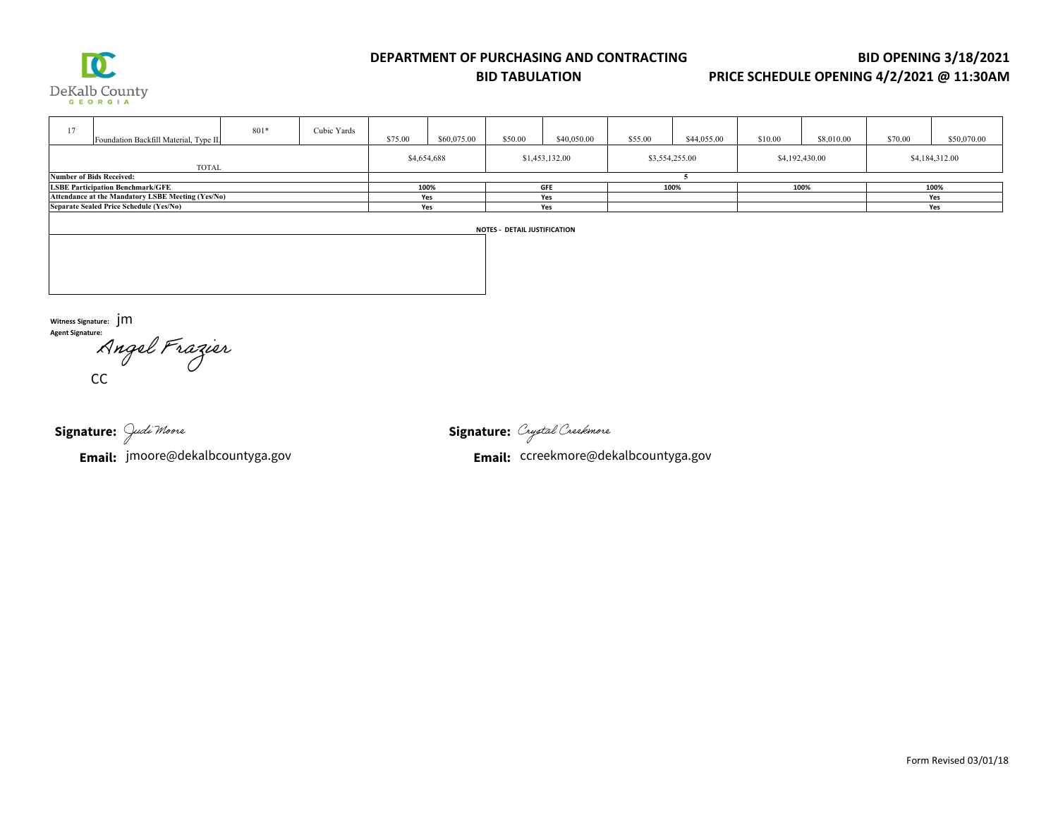DeKalb County GEORGIA

**DEPARTMENT OF PURCHASING AND CONTRACTING**

**BID TABULATION**

**BID OPENING 3/18/2021**

**PRICE SCHEDULE OPENING 4/2/2021 @ 11:30AM**

| | | | | | | | | | | | | | |
|---|---|---|---|---|---|---|---|---|---|---|---|---|---|
| 17 | Foundation Backfill Material, Type II. | 801* | Cubic Yards | $75.00 | $60,075.00 | $50.00 | $40,050.00 | $55.00 | $44,055.00 | $10.00 | $8,010.00 | $70.00 | $50,070.00 |
| | TOTAL | | | $4,654,688 | | $1,453,132.00 | | $3,554,255.00 | | $4,192,430.00 | | $4,184,312.00 | |
| **Number of Bids Received:** | | | | **5** | | | | | | | | | |
| **LSBE Participation Benchmark/GFE** | | | | **100%** | | **GFE** | | **100%** | | **100%** | | **100%** | |
| **Attendance at the Mandatory LSBE Meeting (Yes/No)** | | | | **Yes** | | **Yes** | | | | | | **Yes** | |
| **Separate Sealed Price Schedule (Yes/No)** | | | | **Yes** | | **Yes** | | | | | | **Yes** | |

**NOTES - DETAIL JUSTIFICATION**

**Witness Signature:** jm

**Agent Signature:** Angel Frazier

CC

**Signature:** Judi Moore

**Email:** jmoore@dekalbcountyga.gov

**Signature:** Crystal Creekmore

**Email:** ccreekmore@dekalbcountyga.gov

Form Revised 03/01/18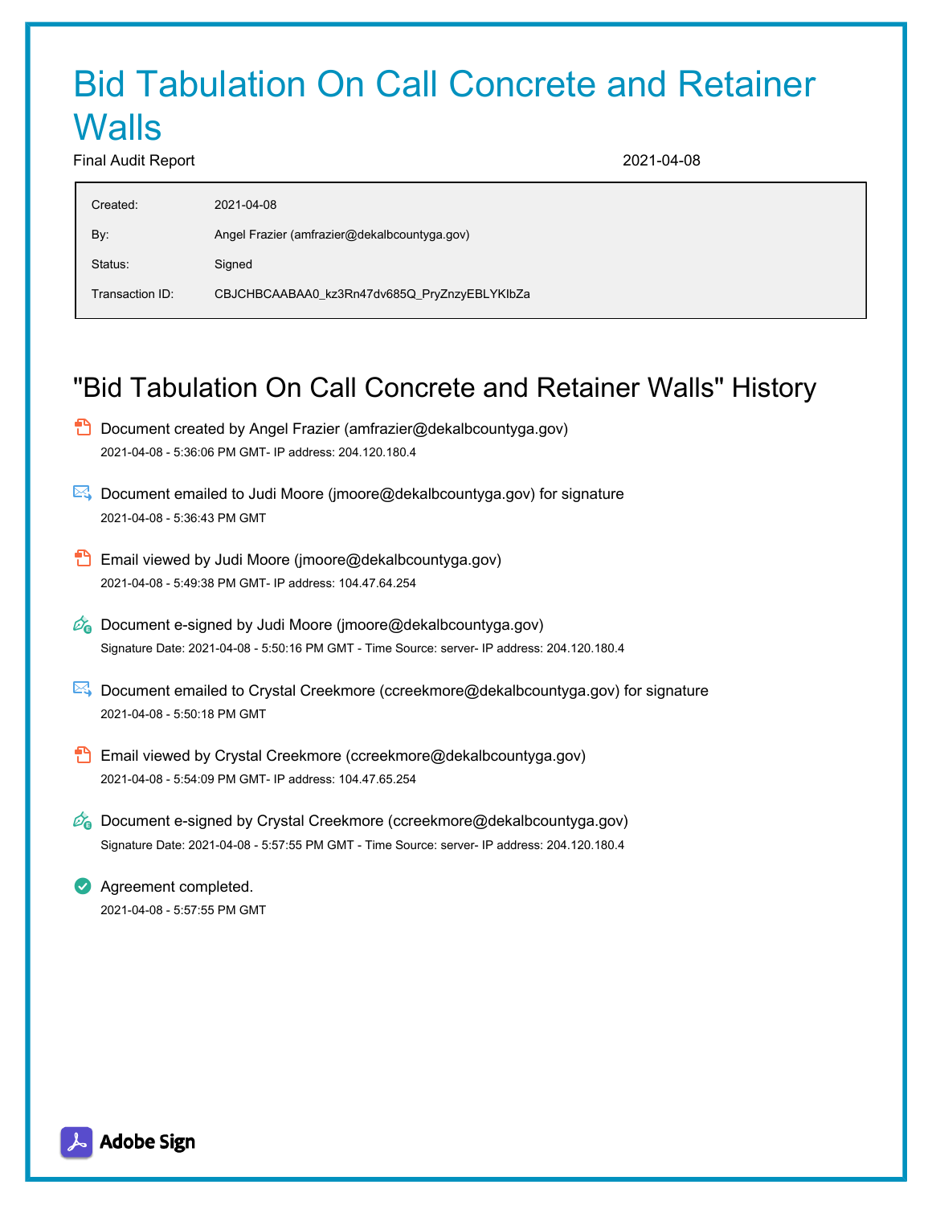# Bid Tabulation On Call Concrete and Retainer Walls

Final Audit Report 2021-04-08

| | |
|---|---|
| Created: | 2021-04-08 |
| By: | Angel Frazier (amfrazier@dekalbcountyga.gov) |
| Status: | Signed |
| Transaction ID: | CBJCHBCAABAA0_kz3Rn47dv685Q_PryZnzyEBLYKIbZa |

## "Bid Tabulation On Call Concrete and Retainer Walls" History

- Document created by Angel Frazier (amfrazier@dekalbcountyga.gov)
  2021-04-08 - 5:36:06 PM GMT- IP address: 204.120.180.4

- Document emailed to Judi Moore (jmoore@dekalbcountyga.gov) for signature
  2021-04-08 - 5:36:43 PM GMT

- Email viewed by Judi Moore (jmoore@dekalbcountyga.gov)
  2021-04-08 - 5:49:38 PM GMT- IP address: 104.47.64.254

- Document e-signed by Judi Moore (jmoore@dekalbcountyga.gov)
  Signature Date: 2021-04-08 - 5:50:16 PM GMT - Time Source: server- IP address: 204.120.180.4

- Document emailed to Crystal Creekmore (ccreekmore@dekalbcountyga.gov) for signature
  2021-04-08 - 5:50:18 PM GMT

- Email viewed by Crystal Creekmore (ccreekmore@dekalbcountyga.gov)
  2021-04-08 - 5:54:09 PM GMT- IP address: 104.47.65.254

- Document e-signed by Crystal Creekmore (ccreekmore@dekalbcountyga.gov)
  Signature Date: 2021-04-08 - 5:57:55 PM GMT - Time Source: server- IP address: 204.120.180.4

- Agreement completed.
  2021-04-08 - 5:57:55 PM GMT

Adobe Sign